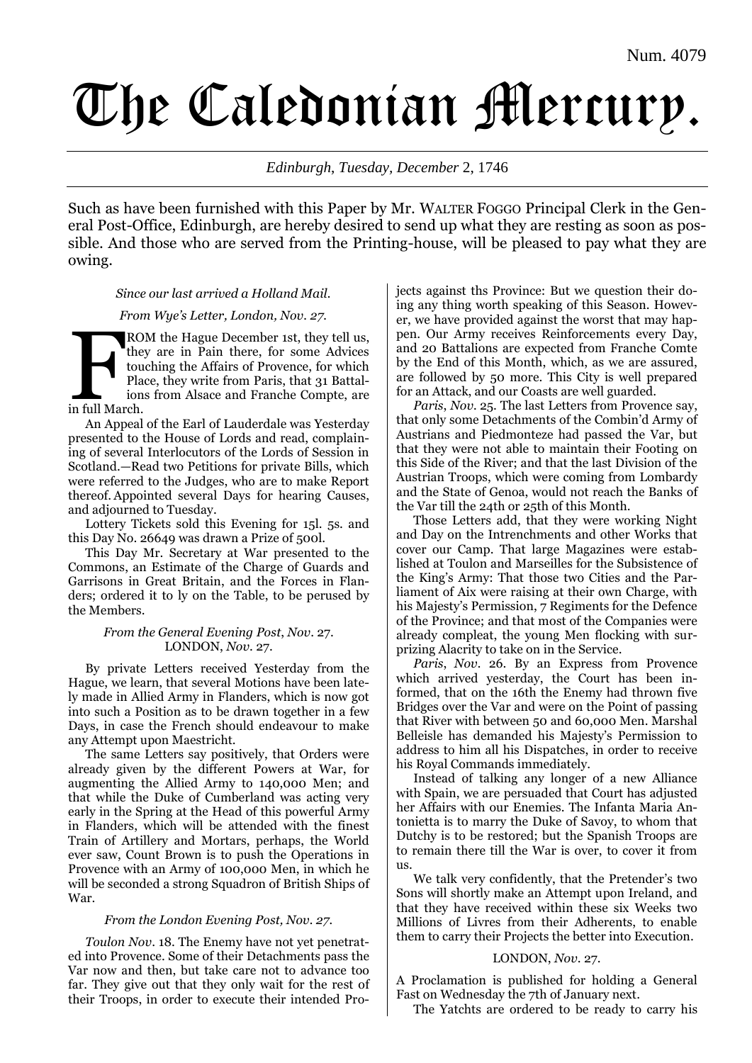Num. 4079

# The Caledonian Mercury.

*Edinburgh, Tuesday, December* 2, 1746

Such as have been furnished with this Paper by Mr. WALTER FOGGO Principal Clerk in the General Post-Office, Edinburgh, are hereby desired to send up what they are resting as soon as possible. And those who are served from the Printing-house, will be pleased to pay what they are owing.

*Since our last arrived a Holland Mail.*

*From Wye's Letter, London, Nov. 27.*

FROM the Hague December 1st, they tell us, they are in Pain there, for some Advices touching the Affairs of Provence, for which Place, they write from Paris, that 31 Battalions from Alsace and Franche Compte, are in full March.

An Appeal of the Earl of Lauderdale was Yesterday presented to the House of Lords and read, complaining of several Interlocutors of the Lords of Session in Scotland.—Read two Petitions for private Bills, which were referred to the Judges, who are to make Report thereof. Appointed several Days for hearing Causes, and adjourned to Tuesday.

Lottery Tickets sold this Evening for 15l. 5s. and this Day No. 26649 was drawn a Prize of 500l.

This Day Mr. Secretary at War presented to the Commons, an Estimate of the Charge of Guards and Garrisons in Great Britain, and the Forces in Flanders; ordered it to ly on the Table, to be perused by the Members.

*From the General Evening Post, Nov.* 27.
LONDON, *Nov.* 27.

By private Letters received Yesterday from the Hague, we learn, that several Motions have been lately made in Allied Army in Flanders, which is now got into such a Position as to be drawn together in a few Days, in case the French should endeavour to make any Attempt upon Maestricht.

The same Letters say positively, that Orders were already given by the different Powers at War, for augmenting the Allied Army to 140,000 Men; and that while the Duke of Cumberland was acting very early in the Spring at the Head of this powerful Army in Flanders, which will be attended with the finest Train of Artillery and Mortars, perhaps, the World ever saw, Count Brown is to push the Operations in Provence with an Army of 100,000 Men, in which he will be seconded a strong Squadron of British Ships of War.

*From the London Evening Post, Nov. 27.*

*Toulon Nov*. 18. The Enemy have not yet penetrated into Provence. Some of their Detachments pass the Var now and then, but take care not to advance too far. They give out that they only wait for the rest of their Troops, in order to execute their intended Projects against ths Province: But we question their doing any thing worth speaking of this Season. However, we have provided against the worst that may happen. Our Army receives Reinforcements every Day, and 20 Battalions are expected from Franche Comte by the End of this Month, which, as we are assured, are followed by 50 more. This City is well prepared for an Attack, and our Coasts are well guarded.

*Paris*, *Nov*. 25. The last Letters from Provence say, that only some Detachments of the Combin'd Army of Austrians and Piedmonteze had passed the Var, but that they were not able to maintain their Footing on this Side of the River; and that the last Division of the Austrian Troops, which were coming from Lombardy and the State of Genoa, would not reach the Banks of the Var till the 24th or 25th of this Month.

Those Letters add, that they were working Night and Day on the Intrenchments and other Works that cover our Camp. That large Magazines were established at Toulon and Marseilles for the Subsistence of the King's Army: That those two Cities and the Parliament of Aix were raising at their own Charge, with his Majesty's Permission, 7 Regiments for the Defence of the Province; and that most of the Companies were already compleat, the young Men flocking with surprizing Alacrity to take on in the Service.

*Paris*, *Nov*. 26. By an Express from Provence which arrived yesterday, the Court has been informed, that on the 16th the Enemy had thrown five Bridges over the Var and were on the Point of passing that River with between 50 and 60,000 Men. Marshal Belleisle has demanded his Majesty's Permission to address to him all his Dispatches, in order to receive his Royal Commands immediately.

Instead of talking any longer of a new Alliance with Spain, we are persuaded that Court has adjusted her Affairs with our Enemies. The Infanta Maria Antonietta is to marry the Duke of Savoy, to whom that Dutchy is to be restored; but the Spanish Troops are to remain there till the War is over, to cover it from us.

We talk very confidently, that the Pretender's two Sons will shortly make an Attempt upon Ireland, and that they have received within these six Weeks two Millions of Livres from their Adherents, to enable them to carry their Projects the better into Execution.

LONDON, *Nov.* 27.

A Proclamation is published for holding a General Fast on Wednesday the 7th of January next.

The Yatchts are ordered to be ready to carry his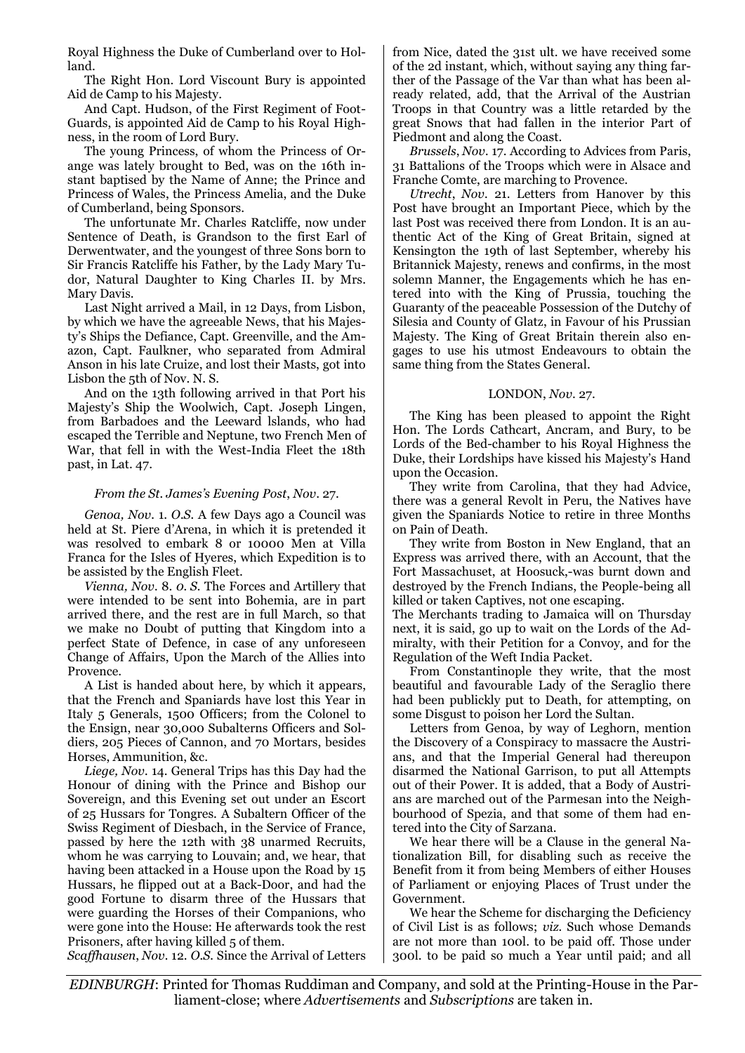Royal Highness the Duke of Cumberland over to Holland.

The Right Hon. Lord Viscount Bury is appointed Aid de Camp to his Majesty.

And Capt. Hudson, of the First Regiment of Foot-Guards, is appointed Aid de Camp to his Royal Highness, in the room of Lord Bury.

The young Princess, of whom the Princess of Orange was lately brought to Bed, was on the 16th instant baptised by the Name of Anne; the Prince and Princess of Wales, the Princess Amelia, and the Duke of Cumberland, being Sponsors.

The unfortunate Mr. Charles Ratcliffe, now under Sentence of Death, is Grandson to the first Earl of Derwentwater, and the youngest of three Sons born to Sir Francis Ratcliffe his Father, by the Lady Mary Tudor, Natural Daughter to King Charles II. by Mrs. Mary Davis.

Last Night arrived a Mail, in 12 Days, from Lisbon, by which we have the agreeable News, that his Majesty's Ships the Defiance, Capt. Greenville, and the Amazon, Capt. Faulkner, who separated from Admiral Anson in his late Cruize, and lost their Masts, got into Lisbon the 5th of Nov. N. S.

And on the 13th following arrived in that Port his Majesty's Ship the Woolwich, Capt. Joseph Lingen, from Barbadoes and the Leeward lslands, who had escaped the Terrible and Neptune, two French Men of War, that fell in with the West-India Fleet the 18th past, in Lat. 47.

### *From the St. James's Evening Post, Nov. 27.*

*Genoa, Nov. 1. O.S.* A few Days ago a Council was held at St. Piere d'Arena, in which it is pretended it was resolved to embark 8 or 10000 Men at Villa Franca for the Isles of Hyeres, which Expedition is to be assisted by the English Fleet.

*Vienna, Nov. 8. O. S.* The Forces and Artillery that were intended to be sent into Bohemia, are in part arrived there, and the rest are in full March, so that we make no Doubt of putting that Kingdom into a perfect State of Defence, in case of any unforeseen Change of Affairs, Upon the March of the Allies into Provence.

A List is handed about here, by which it appears, that the French and Spaniards have lost this Year in Italy 5 Generals, 1500 Officers; from the Colonel to the Ensign, near 30,000 Subalterns Officers and Soldiers, 205 Pieces of Cannon, and 70 Mortars, besides Horses, Ammunition, &c.

*Liege, Nov. 14.* General Trips has this Day had the Honour of dining with the Prince and Bishop our Sovereign, and this Evening set out under an Escort of 25 Hussars for Tongres. A Subaltern Officer of the Swiss Regiment of Diesbach, in the Service of France, passed by here the 12th with 38 unarmed Recruits, whom he was carrying to Louvain; and, we hear, that having been attacked in a House upon the Road by 15 Hussars, he flipped out at a Back-Door, and had the good Fortune to disarm three of the Hussars that were guarding the Horses of their Companions, who were gone into the House: He afterwards took the rest Prisoners, after having killed 5 of them.

*Scaffhausen, Nov. 12. O.S.* Since the Arrival of Letters from Nice, dated the 31st ult. we have received some of the 2d instant, which, without saying any thing farther of the Passage of the Var than what has been already related, add, that the Arrival of the Austrian Troops in that Country was a little retarded by the great Snows that had fallen in the interior Part of Piedmont and along the Coast.

*Brussels, Nov. 17.* According to Advices from Paris, 31 Battalions of the Troops which were in Alsace and Franche Comte, are marching to Provence.

*Utrecht, Nov. 21.* Letters from Hanover by this Post have brought an Important Piece, which by the last Post was received there from London. It is an authentic Act of the King of Great Britain, signed at Kensington the 19th of last September, whereby his Britannick Majesty, renews and confirms, in the most solemn Manner, the Engagements which he has entered into with the King of Prussia, touching the Guaranty of the peaceable Possession of the Dutchy of Silesia and County of Glatz, in Favour of his Prussian Majesty. The King of Great Britain therein also engages to use his utmost Endeavours to obtain the same thing from the States General.

### LONDON, *Nov. 27.*

The King has been pleased to appoint the Right Hon. The Lords Cathcart, Ancram, and Bury, to be Lords of the Bed-chamber to his Royal Highness the Duke, their Lordships have kissed his Majesty's Hand upon the Occasion.

They write from Carolina, that they had Advice, there was a general Revolt in Peru, the Natives have given the Spaniards Notice to retire in three Months on Pain of Death.

They write from Boston in New England, that an Express was arrived there, with an Account, that the Fort Massachuset, at Hoosuck,-was burnt down and destroyed by the French Indians, the People-being all killed or taken Captives, not one escaping.

The Merchants trading to Jamaica will on Thursday next, it is said, go up to wait on the Lords of the Admiralty, with their Petition for a Convoy, and for the Regulation of the Weft India Packet.

From Constantinople they write, that the most beautiful and favourable Lady of the Seraglio there had been publickly put to Death, for attempting, on some Disgust to poison her Lord the Sultan.

Letters from Genoa, by way of Leghorn, mention the Discovery of a Conspiracy to massacre the Austrians, and that the Imperial General had thereupon disarmed the National Garrison, to put all Attempts out of their Power. It is added, that a Body of Austrians are marched out of the Parmesan into the Neighbourhood of Spezia, and that some of them had entered into the City of Sarzana.

We hear there will be a Clause in the general Nationalization Bill, for disabling such as receive the Benefit from it from being Members of either Houses of Parliament or enjoying Places of Trust under the Government.

We hear the Scheme for discharging the Deficiency of Civil List is as follows; *viz.* Such whose Demands are not more than 100l. to be paid off. Those under 300l. to be paid so much a Year until paid; and all

*EDINBURGH*: Printed for Thomas Ruddiman and Company, and sold at the Printing-House in the Parliament-close; where *Advertisements* and *Subscriptions* are taken in.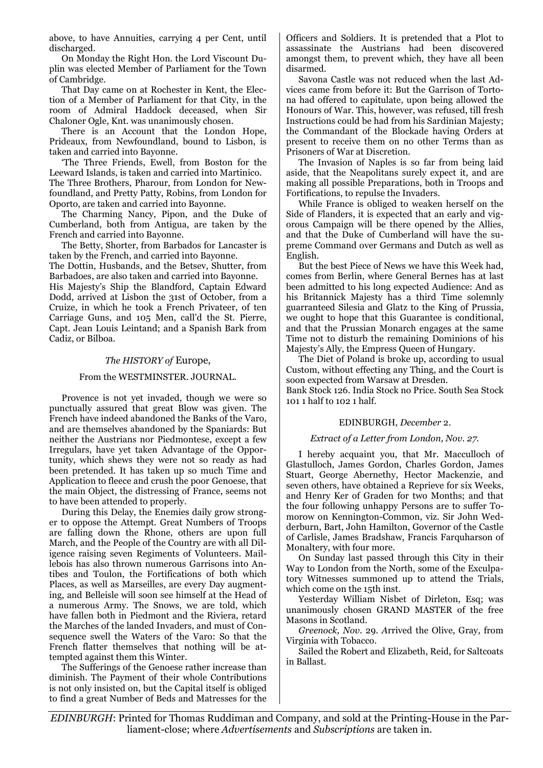above, to have Annuities, carrying 4 per Cent, until discharged.

On Monday the Right Hon. the Lord Viscount Duplin was elected Member of Parliament for the Town of Cambridge.

That Day came on at Rochester in Kent, the Election of a Member of Parliament for that City, in the room of Admiral Haddock deceased, when Sir Chaloner Ogle, Knt. was unanimously chosen.

There is an Account that the London Hope, Prideaux, from Newfoundland, bound to Lisbon, is taken and carried into Bayonne.

'The Three Friends, Ewell, from Boston for the Leeward Islands, is taken and carried into Martinico. The Three Brothers, Pharour, from London for Newfoundland, and Pretty Patty, Robins, from London for Oporto, are taken and carried into Bayonne.

The Charming Nancy, Pipon, and the Duke of Cumberland, both from Antigua, are taken by the French and carried into Bayonne.

The Betty, Shorter, from Barbados for Lancaster is taken by the French, and carried into Bayonne.

The Dottin, Husbands, and the Betsev, Shutter, from Barbadoes, are also taken and carried into Bayonne.

His Majesty's Ship the Blandford, Captain Edward Dodd, arrived at Lisbon the 31st of October, from a Cruize, in which he took a French Privateer, of ten Carriage Guns, and 105 Men, call'd the St. Pierre, Capt. Jean Louis Leintand; and a Spanish Bark from Cadiz, or Bilboa.

### *The HISTORY of* Europe,

#### From the WESTMINSTER. JOURNAL.

Provence is not yet invaded, though we were so punctually assured that great Blow was given. The French have indeed abandoned the Banks of the Varo, and are themselves abandoned by the Spaniards: But neither the Austrians nor Piedmontese, except a few Irregulars, have yet taken Advantage of the Opportunity, which shews they were not so ready as had been pretended. It has taken up so much Time and Application to fleece and crush the poor Genoese, that the main Object, the distressing of France, seems not to have been attended to properly.

During this Delay, the Enemies daily grow stronger to oppose the Attempt. Great Numbers of Troops are falling down the Rhone, others are upon full March, and the People of the Country are with all Diligence raising seven Regiments of Volunteers. Maillebois has also thrown numerous Garrisons into Antibes and Toulon, the Fortifications of both which Places, as well as Marseilles, are every Day augmenting, and Belleisle will soon see himself at the Head of a numerous Army. The Snows, we are told, which have fallen both in Piedmont and the Riviera, retard the Marches of the landed Invaders, and must of Consequence swell the Waters of the Varo: So that the French flatter themselves that nothing will be attempted against them this Winter.

The Sufferings of the Genoese rather increase than diminish. The Payment of their whole Contributions is not only insisted on, but the Capital itself is obliged to find a great Number of Beds and Matresses for the Officers and Soldiers. It is pretended that a Plot to assassinate the Austrians had been discovered amongst them, to prevent which, they have all been disarmed.

Savona Castle was not reduced when the last Advices came from before it: But the Garrison of Tortona had offered to capitulate, upon being allowed the Honours of War. This, however, was refused, till fresh Instructions could be had from his Sardinian Majesty; the Commandant of the Blockade having Orders at present to receive them on no other Terms than as Prisoners of War at Discretion.

The Invasion of Naples is so far from being laid aside, that the Neapolitans surely expect it, and are making all possible Preparations, both in Troops and Fortifications, to repulse the Invaders.

While France is obliged to weaken herself on the Side of Flanders, it is expected that an early and vigorous Campaign will be there opened by the Allies, and that the Duke of Cumberland will have the supreme Command over Germans and Dutch as well as English.

But the best Piece of News we have this Week had, comes from Berlin, where General Bernes has at last been admitted to his long expected Audience: And as his Britannick Majesty has a third Time solemnly guarranteed Silesia and Glatz to the King of Prussia, we ought to hope that this Guarantee is conditional, and that the Prussian Monarch engages at the same Time not to disturb the remaining Dominions of his Majesty's Ally, the Empress Queen of Hungary.

The Diet of Poland is broke up, according to usual Custom, without effecting any Thing, and the Court is soon expected from Warsaw at Dresden.

Bank Stock 126. India Stock no Price. South Sea Stock 101 1 half to 102 1 half.

#### EDINBURGH, *December* 2.

*Extract of a Letter from London, Nov. 27.*

I hereby acquaint you, that Mr. Macculloch of Glastulloch, James Gordon, Charles Gordon, James Stuart, George Abernethy, Hector Mackenzie, and seven others, have obtained a Reprieve for six Weeks, and Henry Ker of Graden for two Months; and that the four following unhappy Persons are to suffer Tomorow on Kennington-Common, viz. Sir John Wedderburn, Bart, John Hamilton, Governor of the Castle of Carlisle, James Bradshaw, Francis Farquharson of Monaltery, with four more.

On Sunday last passed through this City in their Way to London from the North, some of the Exculpatory Witnesses summoned up to attend the Trials, which come on the 15th inst.

Yesterday William Nisbet of Dirleton, Esq; was unanimously chosen GRAND MASTER of the free Masons in Scotland.

*Greenock, Nov. 29.* Arrived the Olive, Gray, from Virginia with Tobacco.

Sailed the Robert and Elizabeth, Reid, for Saltcoats in Ballast.

*EDINBURGH*: Printed for Thomas Ruddiman and Company, and sold at the Printing-House in the Parliament-close; where *Advertisements* and *Subscriptions* are taken in.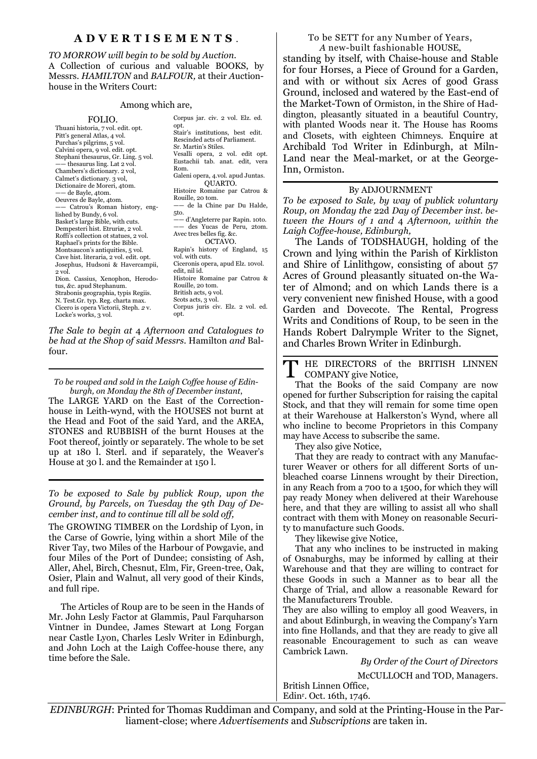## ADVERTISEMENTS.

*TO MORROW will begin to be sold by Auction.*

A Collection of curious and valuable BOOKS, by Messrs. *HAMILTON* and *BALFOUR,* at their Auction-house in the Writers Court:

Among which are,

FOLIO.

Thuani historia, 7 vol. edit. opt.
Pitt's general Atlas, 4 vol.
Purchas's pilgrims, 5 vol.
Calvini opera, 9 vol. edit. opt.
Stephani thesaurus, Gr. Ling. 5 vol.
—— thesaurus ling. Lat 2 vol.
Chambers's dictionary. 2 vol,
Calmet's dictionary. 3 vol,
Dictionaire de Moreri, 4tom.
—— de Bayle, 4tom.
Oeuvres de Bayle, 4tom.
—— Catrou's Roman history, englished by Bundy, 6 vol.
Basket's large Bible, with cuts.
Dempesteri hist. Etruriæ, 2 vol.
Roffi's collection ot statues, 2 vol.
Raphael's prints for the Bible.
Montsaucon's antiquities, 5 vol.
Cave hist. literaria, 2 vol. edit. opt.
Josephus, Hudsoni & Havercampii, 2 vol.
Dion. Cassius, Xenophon, Herodotus, &c. apud Stephanum.
Strabonis geographia, typis Regiis.
N. Test.Gr. typ. Reg. charta max.
Cicero is opera Victorii, Steph. 2 v.
Locke's works, 3 vol.
Corpus jar. civ. 2 vol. Elz. ed. opt.
Stair's institutions, best edit.
Rescinded acts of Parliament.
Sr. Martin's Stiles.
Vesalli opera, 2 vol. edit opt.
Eustachii tab. anat. edit, vera Rom.
Galeni opera, 4.vol. apud Juntas.

QUARTO.

Histoire Romaine par Catrou & Rouille, 20 tom.
—— de la Chine par Du Halde, 5to.
—— d'Angleterre par Rapin. 10to.
—— des Yucas de Peru, 2tom. Avec tres belles fig. &c.

OCTAVO.

Rapin's history of England, 15 vol. with cuts.
Ciceronis opera, apud Elz. 10vol. edit, nil id.
Histoire Romaine par Catrou & Rouille, 20 tom.
British acts, 9 vol.
Scots acts, 3 vol.
Corpus juris civ. Elz. 2 vol. ed. opt.

*The Sale to begin at* 4 *Afternoon and Catalogues to be had at the Shop of said Messrs.* Hamilton *and* Balfour.

---

*To be rouped and sold in the Laigh Coffee house of Edinburgh, on Monday the 8th of December instant,*

The LARGE YARD on the East of the Correction-house in Leith-wynd, with the HOUSES not burnt at the Head and Foot of the said Yard, and the AREA, STONES and RUBBISH of the burnt Houses at the Foot thereof, jointly or separately. The whole to be set up at 180 l. Sterl. and if separately, the Weaver's House at 30 l. and the Remainder at 150 l.

---

*To be exposed to Sale by publick Roup, upon the Ground, by Parcels, on Tuesday the* 9*th Day of December inst, and to continue till all be sold off,*

The GROWING TIMBER on the Lordship of Lyon, in the Carse of Gowrie, lying within a short Mile of the River Tay, two Miles of the Harbour of Powgavie, and four Miles of the Port of Dundee; consisting of Ash, Aller, Ahel, Birch, Chesnut, Elm, Fir, Green-tree, Oak, Osier, Plain and Walnut, all very good of their Kinds, and full ripe.

The Articles of Roup are to be seen in the Hands of Mr. John Lesly Factor at Glammis, Paul Farquharson Vintner in Dundee, James Stewart at Long Forgan near Castle Lyon, Charles Lesly Writer in Edinburgh, and John Loch at the Laigh Coffee-house there, any time before the Sale.

---

To be SETT for any Number of Years,
*A* new-built fashionable HOUSE,

standing by itself, with Chaise-house and Stable for four Horses, a Piece of Ground for a Garden, and with or without six Acres of good Grass Ground, inclosed and watered by the East-end of the Market-Town of Ormiston, in the Shire of Haddington, pleasantly situated in a beautiful Country, with planted Woods near it. The House has Rooms and Closets, with eighteen Chimneys. Enquire at Archibald Tod Writer in Edinburgh, at Miln-Land near the Meal-market, or at the George-Inn, Ormiston.

---

By ADJOURNMENT

*To be exposed to Sale, by way of publick voluntary Roup, on Monday the* 22d *Day of December inst. between the Hours of 1 and* 4 *Afternoon, within the Laigh Coffee-house, Edinburgh,*

The Lands of TODSHAUGH, holding of the Crown and lying within the Parish of Kirkliston and Shire of Linlithgow, consisting of about 57 Acres of Ground pleasantly situated on-the Water of Almond; and on which Lands there is a very convenient new finished House, with a good Garden and Dovecote. The Rental, Progress Writs and Conditions of Roup, to be seen in the Hands Robert Dalrymple Writer to the Signet, and Charles Brown Writer in Edinburgh.

---

THE DIRECTORS of the BRITISH LINNEN COMPANY give Notice,

That the Books of the said Company are now opened for further Subscription for raising the capital Stock, and that they will remain for some time open at their Warehouse at Halkerston's Wynd, where all who incline to become Proprietors in this Company may have Access to subscribe the same.

They also give Notice,

That they are ready to contract with any Manufacturer Weaver or others for all different Sorts of unbleached coarse Linnens wrought by their Direction, in any Reach from a 700 to a 1500, for which they will pay ready Money when delivered at their Warehouse here, and that they are willing to assist all who shall contract with them with Money on reasonable Security to manufacture such Goods.

They likewise give Notice,

That any who inclines to be instructed in making of Osnaburghs, may be informed by calling at their Warehouse and that they are willing to contract for these Goods in such a Manner as to bear all the Charge of Trial, and allow a reasonable Reward for the Manufacturers Trouble.

They are also willing to employ all good Weavers, in and about Edinburgh, in weaving the Company's Yarn into fine Hollands, and that they are ready to give all reasonable Encouragement to such as can weave Cambrick Lawn.

*By Order of the Court of Directors*

McCULLOCH and TOD, Managers.

British Linnen Office,
Edin[r]. Oct. 16th, 1746.

---

*EDINBURGH*: Printed for Thomas Ruddiman and Company, and sold at the Printing-House in the Parliament-close; where *Advertisements* and *Subscriptions* are taken in.